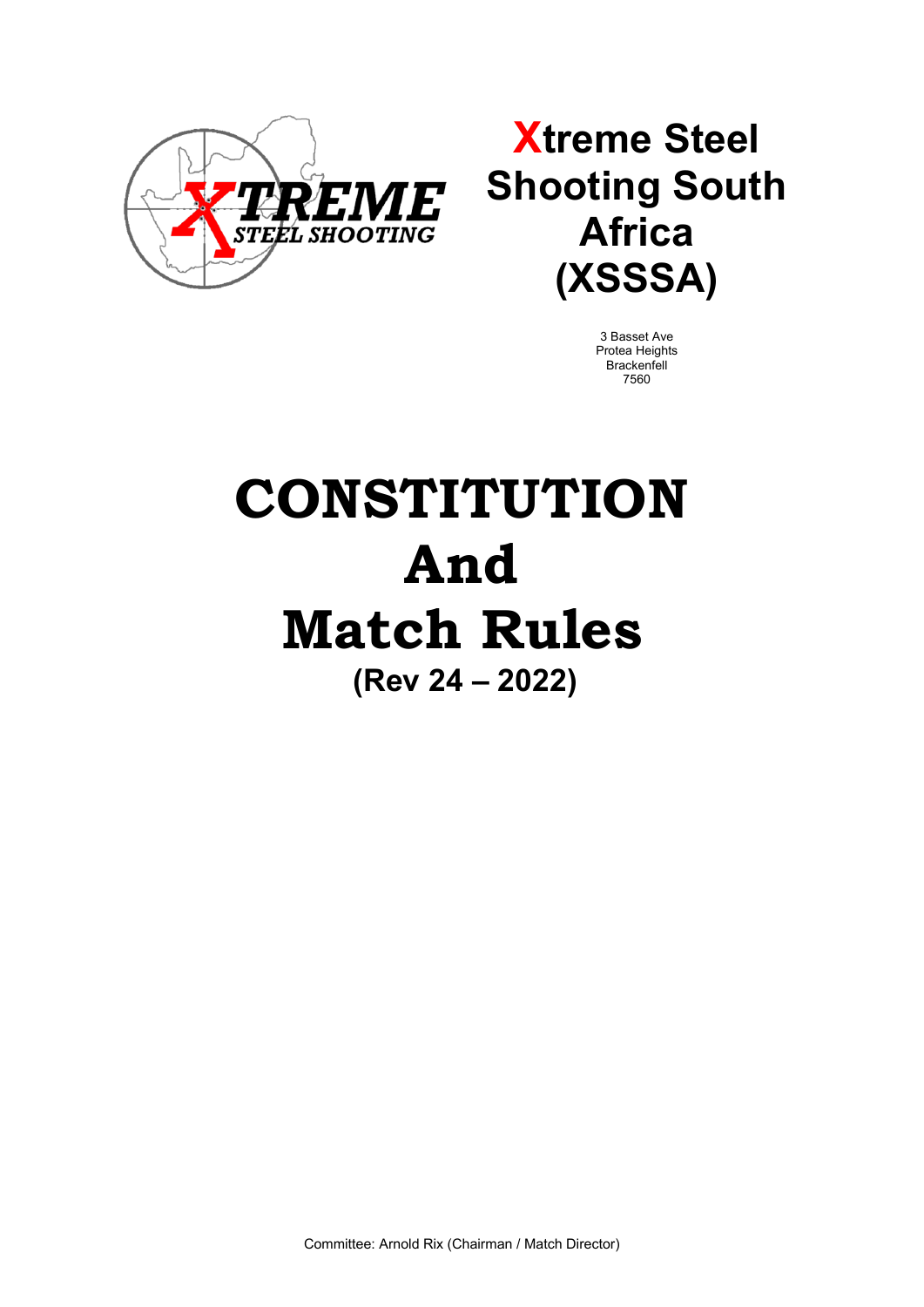# Xtreme Steel Shooting South Africa (XSSSA)

3 Basset Ave
Protea Heights
Brackenfell
7560

# CONSTITUTION And Match Rules

**(Rev 24 – 2022)**

Committee: Arnold Rix (Chairman / Match Director)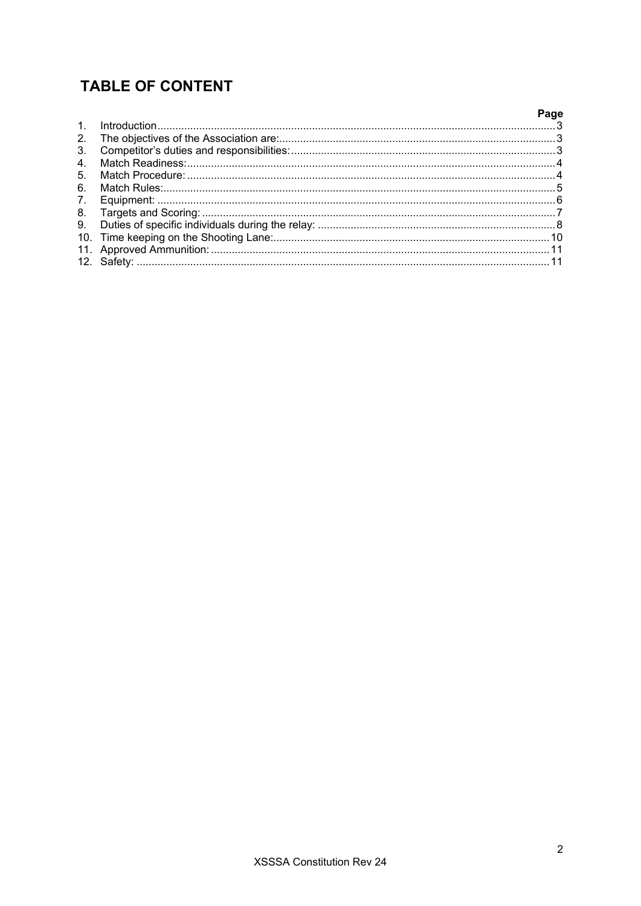## TABLE OF CONTENT

| | | Page |
|---|---|---|
| 1. | Introduction | 3 |
| 2. | The objectives of the Association are: | 3 |
| 3. | Competitor's duties and responsibilities: | 3 |
| 4. | Match Readiness: | 4 |
| 5. | Match Procedure: | 4 |
| 6. | Match Rules: | 5 |
| 7. | Equipment: | 6 |
| 8. | Targets and Scoring: | 7 |
| 9. | Duties of specific individuals during the relay: | 8 |
| 10. | Time keeping on the Shooting Lane: | 10 |
| 11. | Approved Ammunition: | 11 |
| 12. | Safety: | 11 |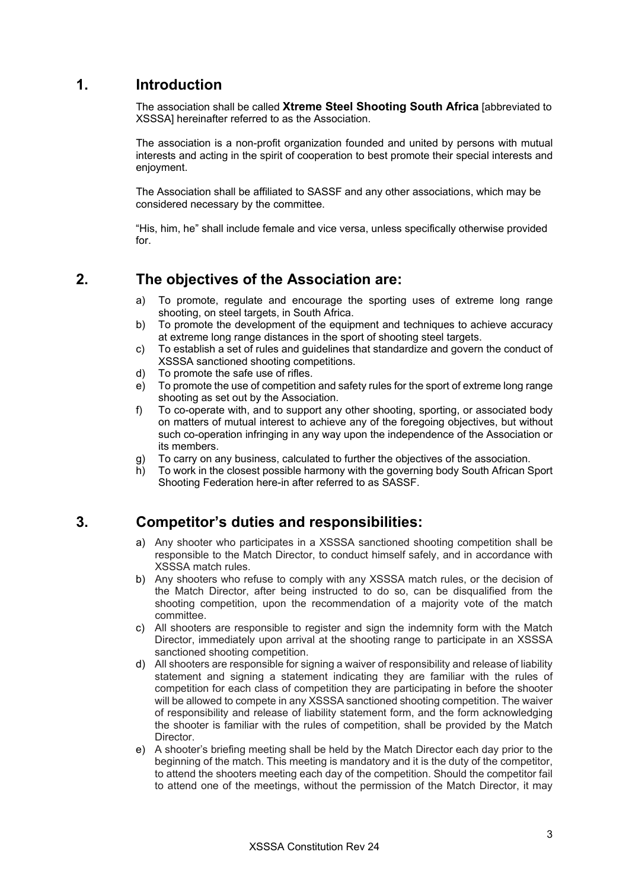## 1. Introduction

The association shall be called **Xtreme Steel Shooting South Africa** [abbreviated to XSSSA] hereinafter referred to as the Association.

The association is a non-profit organization founded and united by persons with mutual interests and acting in the spirit of cooperation to best promote their special interests and enjoyment.

The Association shall be affiliated to SASSF and any other associations, which may be considered necessary by the committee.

"His, him, he" shall include female and vice versa, unless specifically otherwise provided for.

## 2. The objectives of the Association are:

a) To promote, regulate and encourage the sporting uses of extreme long range shooting, on steel targets, in South Africa.
b) To promote the development of the equipment and techniques to achieve accuracy at extreme long range distances in the sport of shooting steel targets.
c) To establish a set of rules and guidelines that standardize and govern the conduct of XSSSA sanctioned shooting competitions.
d) To promote the safe use of rifles.
e) To promote the use of competition and safety rules for the sport of extreme long range shooting as set out by the Association.
f) To co-operate with, and to support any other shooting, sporting, or associated body on matters of mutual interest to achieve any of the foregoing objectives, but without such co-operation infringing in any way upon the independence of the Association or its members.
g) To carry on any business, calculated to further the objectives of the association.
h) To work in the closest possible harmony with the governing body South African Sport Shooting Federation here-in after referred to as SASSF.

## 3. Competitor's duties and responsibilities:

a) Any shooter who participates in a XSSSA sanctioned shooting competition shall be responsible to the Match Director, to conduct himself safely, and in accordance with XSSSA match rules.
b) Any shooters who refuse to comply with any XSSSA match rules, or the decision of the Match Director, after being instructed to do so, can be disqualified from the shooting competition, upon the recommendation of a majority vote of the match committee.
c) All shooters are responsible to register and sign the indemnity form with the Match Director, immediately upon arrival at the shooting range to participate in an XSSSA sanctioned shooting competition.
d) All shooters are responsible for signing a waiver of responsibility and release of liability statement and signing a statement indicating they are familiar with the rules of competition for each class of competition they are participating in before the shooter will be allowed to compete in any XSSSA sanctioned shooting competition. The waiver of responsibility and release of liability statement form, and the form acknowledging the shooter is familiar with the rules of competition, shall be provided by the Match Director.
e) A shooter's briefing meeting shall be held by the Match Director each day prior to the beginning of the match. This meeting is mandatory and it is the duty of the competitor, to attend the shooters meeting each day of the competition. Should the competitor fail to attend one of the meetings, without the permission of the Match Director, it may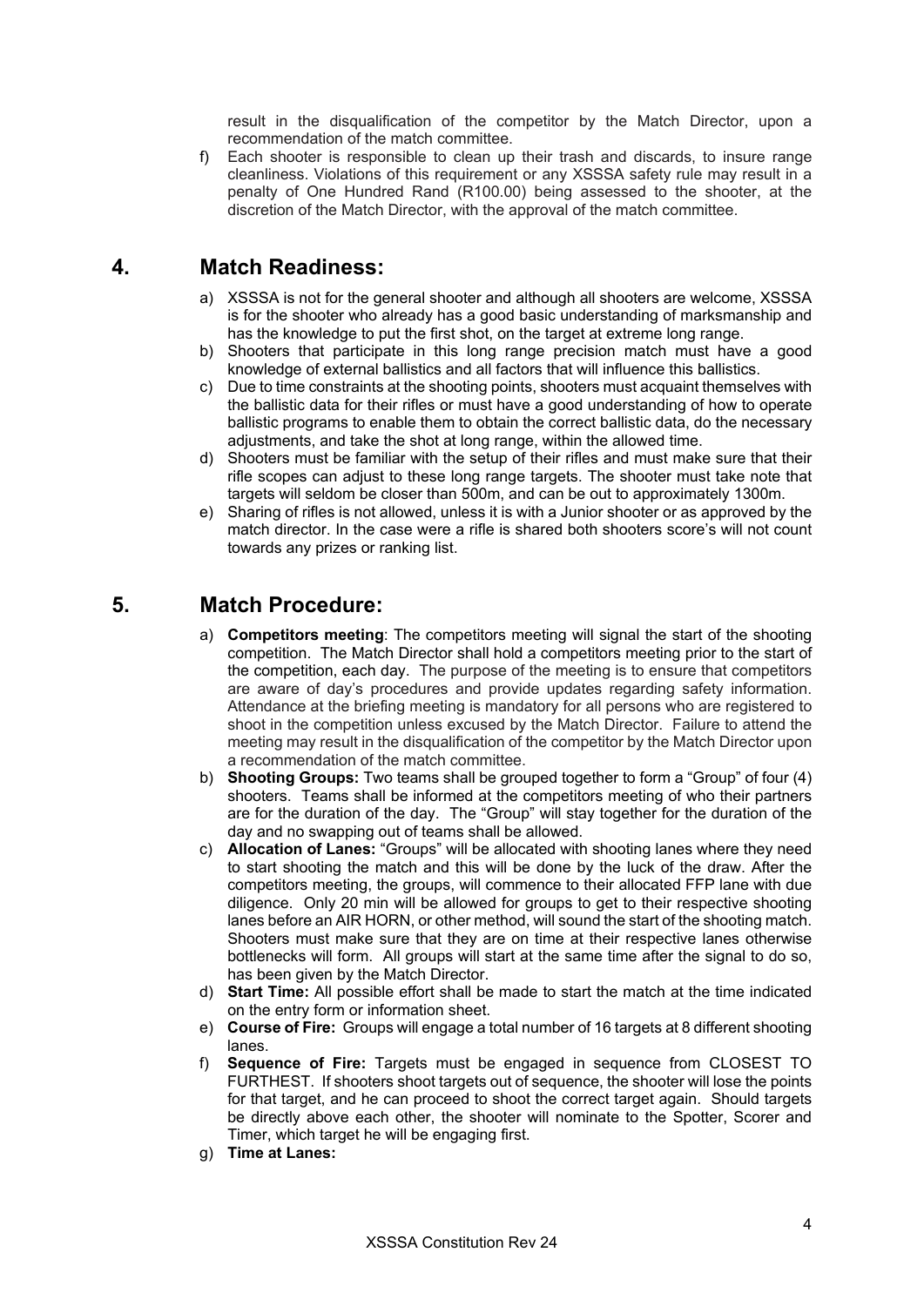result in the disqualification of the competitor by the Match Director, upon a recommendation of the match committee.

f) Each shooter is responsible to clean up their trash and discards, to insure range cleanliness. Violations of this requirement or any XSSSA safety rule may result in a penalty of One Hundred Rand (R100.00) being assessed to the shooter, at the discretion of the Match Director, with the approval of the match committee.

## 4. Match Readiness:

a) XSSSA is not for the general shooter and although all shooters are welcome, XSSSA is for the shooter who already has a good basic understanding of marksmanship and has the knowledge to put the first shot, on the target at extreme long range.

b) Shooters that participate in this long range precision match must have a good knowledge of external ballistics and all factors that will influence this ballistics.

c) Due to time constraints at the shooting points, shooters must acquaint themselves with the ballistic data for their rifles or must have a good understanding of how to operate ballistic programs to enable them to obtain the correct ballistic data, do the necessary adjustments, and take the shot at long range, within the allowed time.

d) Shooters must be familiar with the setup of their rifles and must make sure that their rifle scopes can adjust to these long range targets. The shooter must take note that targets will seldom be closer than 500m, and can be out to approximately 1300m.

e) Sharing of rifles is not allowed, unless it is with a Junior shooter or as approved by the match director. In the case were a rifle is shared both shooters score's will not count towards any prizes or ranking list.

## 5. Match Procedure:

a) **Competitors meeting**: The competitors meeting will signal the start of the shooting competition. The Match Director shall hold a competitors meeting prior to the start of the competition, each day. The purpose of the meeting is to ensure that competitors are aware of day's procedures and provide updates regarding safety information. Attendance at the briefing meeting is mandatory for all persons who are registered to shoot in the competition unless excused by the Match Director. Failure to attend the meeting may result in the disqualification of the competitor by the Match Director upon a recommendation of the match committee.

b) **Shooting Groups:** Two teams shall be grouped together to form a "Group" of four (4) shooters. Teams shall be informed at the competitors meeting of who their partners are for the duration of the day. The "Group" will stay together for the duration of the day and no swapping out of teams shall be allowed.

c) **Allocation of Lanes:** "Groups" will be allocated with shooting lanes where they need to start shooting the match and this will be done by the luck of the draw. After the competitors meeting, the groups, will commence to their allocated FFP lane with due diligence. Only 20 min will be allowed for groups to get to their respective shooting lanes before an AIR HORN, or other method, will sound the start of the shooting match. Shooters must make sure that they are on time at their respective lanes otherwise bottlenecks will form. All groups will start at the same time after the signal to do so, has been given by the Match Director.

d) **Start Time:** All possible effort shall be made to start the match at the time indicated on the entry form or information sheet.

e) **Course of Fire:** Groups will engage a total number of 16 targets at 8 different shooting lanes.

f) **Sequence of Fire:** Targets must be engaged in sequence from CLOSEST TO FURTHEST. If shooters shoot targets out of sequence, the shooter will lose the points for that target, and he can proceed to shoot the correct target again. Should targets be directly above each other, the shooter will nominate to the Spotter, Scorer and Timer, which target he will be engaging first.

g) **Time at Lanes:**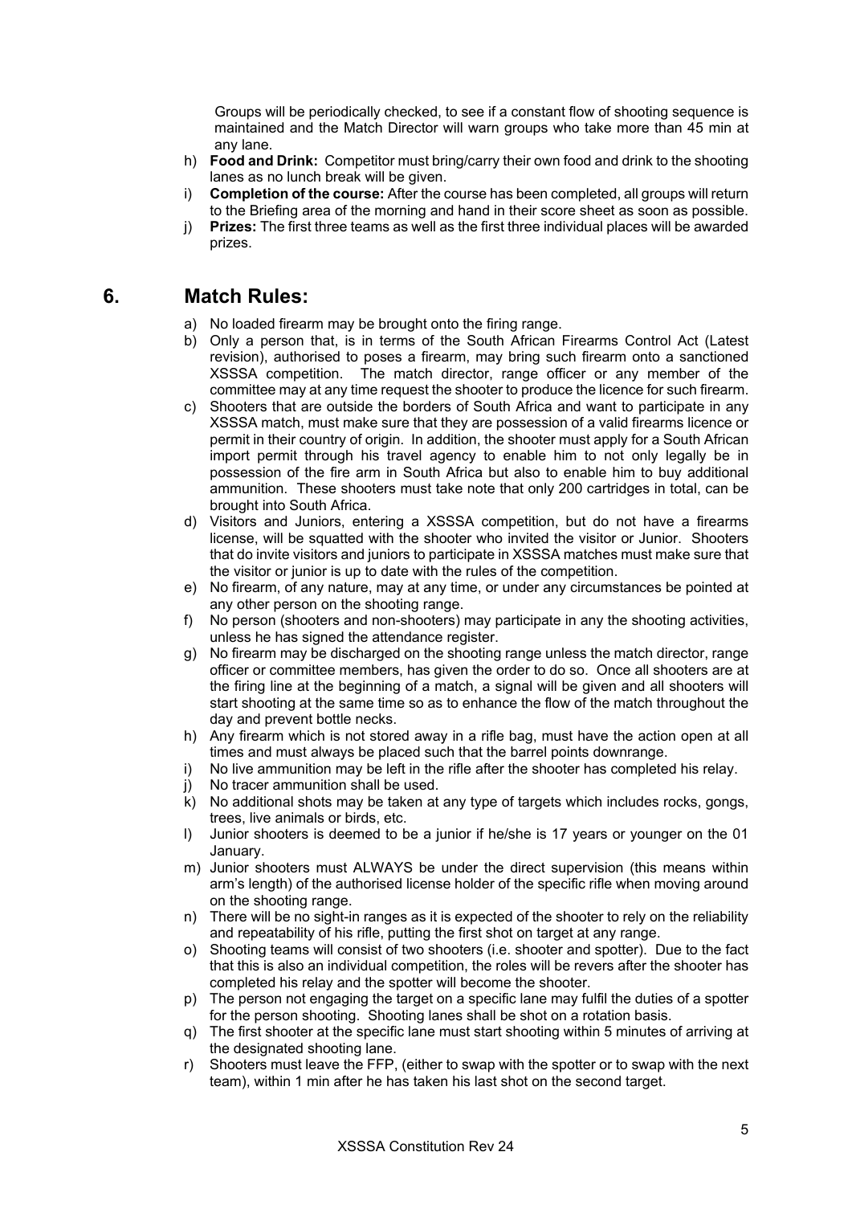Groups will be periodically checked, to see if a constant flow of shooting sequence is maintained and the Match Director will warn groups who take more than 45 min at any lane.

h) **Food and Drink:** Competitor must bring/carry their own food and drink to the shooting lanes as no lunch break will be given.
i) **Completion of the course:** After the course has been completed, all groups will return to the Briefing area of the morning and hand in their score sheet as soon as possible.
j) **Prizes:** The first three teams as well as the first three individual places will be awarded prizes.

## 6. Match Rules:

a) No loaded firearm may be brought onto the firing range.
b) Only a person that, is in terms of the South African Firearms Control Act (Latest revision), authorised to poses a firearm, may bring such firearm onto a sanctioned XSSSA competition. The match director, range officer or any member of the committee may at any time request the shooter to produce the licence for such firearm.
c) Shooters that are outside the borders of South Africa and want to participate in any XSSSA match, must make sure that they are possession of a valid firearms licence or permit in their country of origin. In addition, the shooter must apply for a South African import permit through his travel agency to enable him to not only legally be in possession of the fire arm in South Africa but also to enable him to buy additional ammunition. These shooters must take note that only 200 cartridges in total, can be brought into South Africa.
d) Visitors and Juniors, entering a XSSSA competition, but do not have a firearms license, will be squatted with the shooter who invited the visitor or Junior. Shooters that do invite visitors and juniors to participate in XSSSA matches must make sure that the visitor or junior is up to date with the rules of the competition.
e) No firearm, of any nature, may at any time, or under any circumstances be pointed at any other person on the shooting range.
f) No person (shooters and non-shooters) may participate in any the shooting activities, unless he has signed the attendance register.
g) No firearm may be discharged on the shooting range unless the match director, range officer or committee members, has given the order to do so. Once all shooters are at the firing line at the beginning of a match, a signal will be given and all shooters will start shooting at the same time so as to enhance the flow of the match throughout the day and prevent bottle necks.
h) Any firearm which is not stored away in a rifle bag, must have the action open at all times and must always be placed such that the barrel points downrange.
i) No live ammunition may be left in the rifle after the shooter has completed his relay.
j) No tracer ammunition shall be used.
k) No additional shots may be taken at any type of targets which includes rocks, gongs, trees, live animals or birds, etc.
l) Junior shooters is deemed to be a junior if he/she is 17 years or younger on the 01 January.
m) Junior shooters must ALWAYS be under the direct supervision (this means within arm's length) of the authorised license holder of the specific rifle when moving around on the shooting range.
n) There will be no sight-in ranges as it is expected of the shooter to rely on the reliability and repeatability of his rifle, putting the first shot on target at any range.
o) Shooting teams will consist of two shooters (i.e. shooter and spotter). Due to the fact that this is also an individual competition, the roles will be revers after the shooter has completed his relay and the spotter will become the shooter.
p) The person not engaging the target on a specific lane may fulfil the duties of a spotter for the person shooting. Shooting lanes shall be shot on a rotation basis.
q) The first shooter at the specific lane must start shooting within 5 minutes of arriving at the designated shooting lane.
r) Shooters must leave the FFP, (either to swap with the spotter or to swap with the next team), within 1 min after he has taken his last shot on the second target.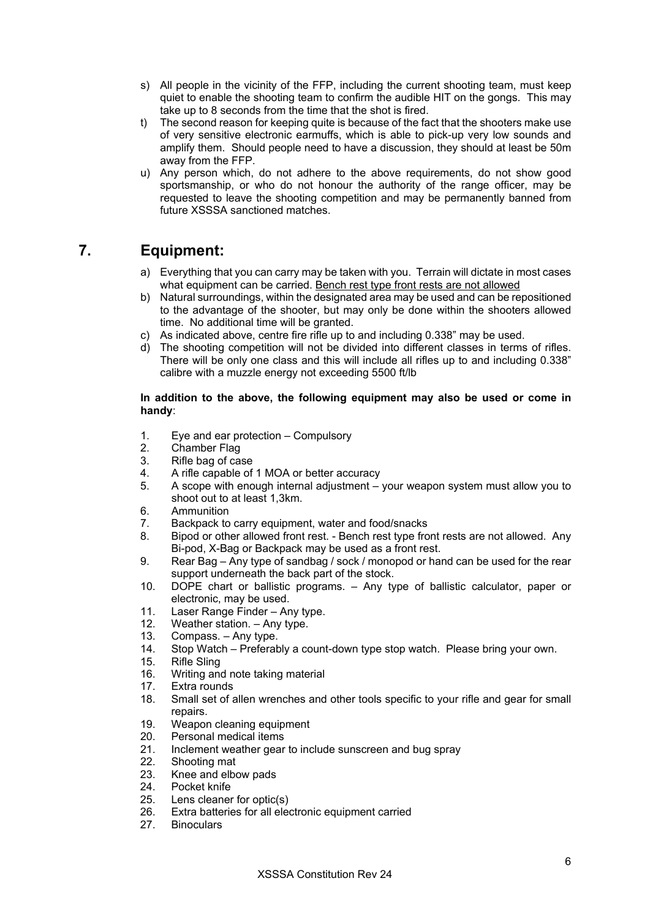s) All people in the vicinity of the FFP, including the current shooting team, must keep quiet to enable the shooting team to confirm the audible HIT on the gongs. This may take up to 8 seconds from the time that the shot is fired.

t) The second reason for keeping quite is because of the fact that the shooters make use of very sensitive electronic earmuffs, which is able to pick-up very low sounds and amplify them. Should people need to have a discussion, they should at least be 50m away from the FFP.

u) Any person which, do not adhere to the above requirements, do not show good sportsmanship, or who do not honour the authority of the range officer, may be requested to leave the shooting competition and may be permanently banned from future XSSSA sanctioned matches.

## 7. Equipment:

a) Everything that you can carry may be taken with you. Terrain will dictate in most cases what equipment can be carried. <u>Bench rest type front rests are not allowed</u>

b) Natural surroundings, within the designated area may be used and can be repositioned to the advantage of the shooter, but may only be done within the shooters allowed time. No additional time will be granted.

c) As indicated above, centre fire rifle up to and including 0.338" may be used.

d) The shooting competition will not be divided into different classes in terms of rifles. There will be only one class and this will include all rifles up to and including 0.338" calibre with a muzzle energy not exceeding 5500 ft/lb

**In addition to the above, the following equipment may also be used or come in handy**:

1. Eye and ear protection – Compulsory
2. Chamber Flag
3. Rifle bag of case
4. A rifle capable of 1 MOA or better accuracy
5. A scope with enough internal adjustment – your weapon system must allow you to shoot out to at least 1,3km.
6. Ammunition
7. Backpack to carry equipment, water and food/snacks
8. Bipod or other allowed front rest. - Bench rest type front rests are not allowed. Any Bi-pod, X-Bag or Backpack may be used as a front rest.
9. Rear Bag – Any type of sandbag / sock / monopod or hand can be used for the rear support underneath the back part of the stock.
10. DOPE chart or ballistic programs. – Any type of ballistic calculator, paper or electronic, may be used.
11. Laser Range Finder – Any type.
12. Weather station. – Any type.
13. Compass. – Any type.
14. Stop Watch – Preferably a count-down type stop watch. Please bring your own.
15. Rifle Sling
16. Writing and note taking material
17. Extra rounds
18. Small set of allen wrenches and other tools specific to your rifle and gear for small repairs.
19. Weapon cleaning equipment
20. Personal medical items
21. Inclement weather gear to include sunscreen and bug spray
22. Shooting mat
23. Knee and elbow pads
24. Pocket knife
25. Lens cleaner for optic(s)
26. Extra batteries for all electronic equipment carried
27. Binoculars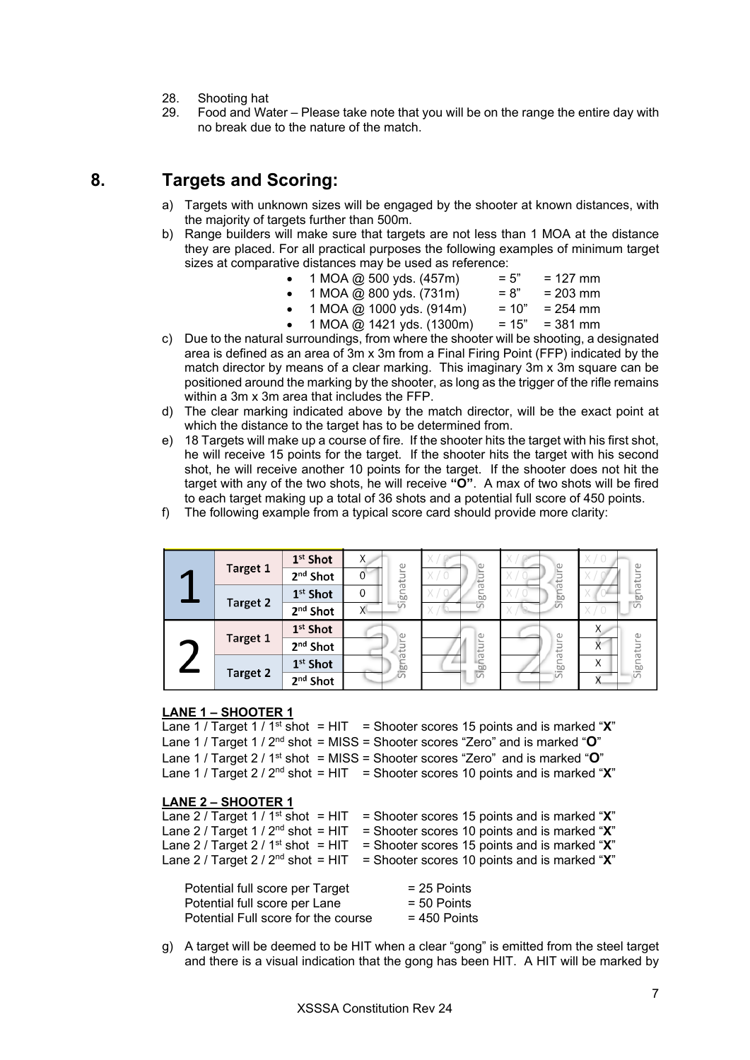28. Shooting hat
29. Food and Water – Please take note that you will be on the range the entire day with no break due to the nature of the match.

## 8. Targets and Scoring:

a) Targets with unknown sizes will be engaged by the shooter at known distances, with the majority of targets further than 500m.

b) Range builders will make sure that targets are not less than 1 MOA at the distance they are placed. For all practical purposes the following examples of minimum target sizes at comparative distances may be used as reference:

- 1 MOA @ 500 yds. (457m) = 5" = 127 mm
- 1 MOA @ 800 yds. (731m) = 8" = 203 mm
- 1 MOA @ 1000 yds. (914m) = 10" = 254 mm
- 1 MOA @ 1421 yds. (1300m) = 15" = 381 mm

c) Due to the natural surroundings, from where the shooter will be shooting, a designated area is defined as an area of 3m x 3m from a Final Firing Point (FFP) indicated by the match director by means of a clear marking. This imaginary 3m x 3m square can be positioned around the marking by the shooter, as long as the trigger of the rifle remains within a 3m x 3m area that includes the FFP.

d) The clear marking indicated above by the match director, will be the exact point at which the distance to the target has to be determined from.

e) 18 Targets will make up a course of fire. If the shooter hits the target with his first shot, he will receive 15 points for the target. If the shooter hits the target with his second shot, he will receive another 10 points for the target. If the shooter does not hit the target with any of the two shots, he will receive **"O"**. A max of two shots will be fired to each target making up a total of 36 shots and a potential full score of 450 points.

f) The following example from a typical score card should provide more clarity:

| Lane | Target | Shot | Shooter 1 | Signature | Shooter 2 | Signature | Shooter 3 | Signature | Shooter 4 | Signature |
|---|---|---|---|---|---|---|---|---|---|---|
| 1 | Target 1 | 1st Shot | X | Signature | X / 0 | Signature | X / 0 | Signature | X / 0 | Signature |
| | | 2nd Shot | 0 | | X / 0 | | X / 0 | | X / 0 | |
| | Target 2 | 1st Shot | 0 | | X / 0 | | X / 0 | | X / 0 | |
| | | 2nd Shot | X | | X / 0 | | X / 0 | | X / 0 | |
| 2 | Target 1 | 1st Shot | | Signature | | Signature | | Signature | X | Signature |
| | | 2nd Shot | | | | | | | X | |
| | Target 2 | 1st Shot | | | | | | | X | |
| | | 2nd Shot | | | | | | | X | |

**LANE 1 – SHOOTER 1**

Lane 1 / Target 1 / 1st shot = HIT = Shooter scores 15 points and is marked "**X**"
Lane 1 / Target 1 / 2nd shot = MISS = Shooter scores "Zero" and is marked "**O**"
Lane 1 / Target 2 / 1st shot = MISS = Shooter scores "Zero" and is marked "**O**"
Lane 1 / Target 2 / 2nd shot = HIT = Shooter scores 10 points and is marked "**X**"

**LANE 2 – SHOOTER 1**

Lane 2 / Target 1 / 1st shot = HIT = Shooter scores 15 points and is marked "**X**"
Lane 2 / Target 1 / 2nd shot = HIT = Shooter scores 10 points and is marked "**X**"
Lane 2 / Target 2 / 1st shot = HIT = Shooter scores 15 points and is marked "**X**"
Lane 2 / Target 2 / 2nd shot = HIT = Shooter scores 10 points and is marked "**X**"

Potential full score per Target = 25 Points
Potential full score per Lane = 50 Points
Potential Full score for the course = 450 Points

g) A target will be deemed to be HIT when a clear "gong" is emitted from the steel target and there is a visual indication that the gong has been HIT. A HIT will be marked by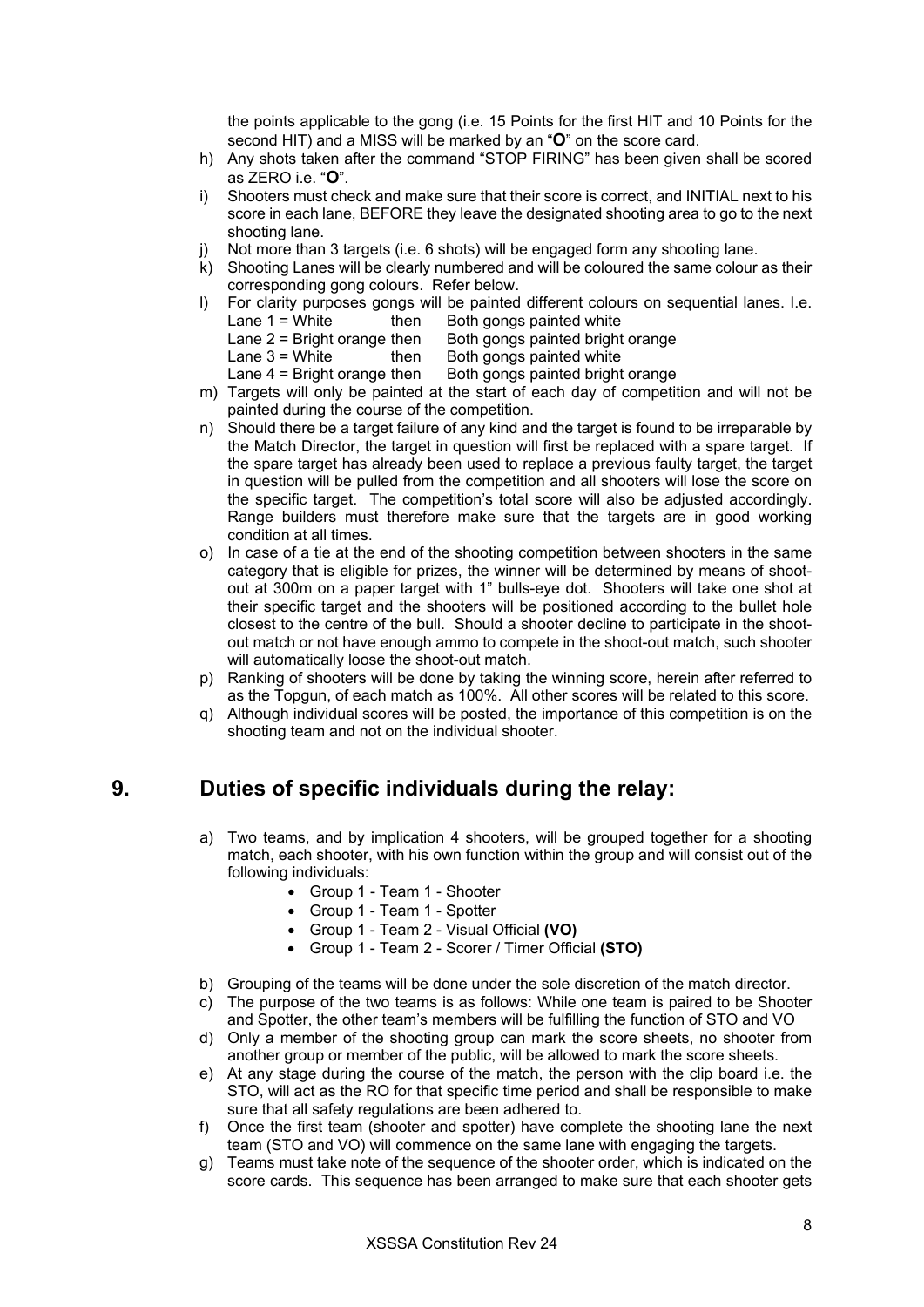the points applicable to the gong (i.e. 15 Points for the first HIT and 10 Points for the second HIT) and a MISS will be marked by an "**O**" on the score card.

h) Any shots taken after the command "STOP FIRING" has been given shall be scored as ZERO i.e. "**O**".

i) Shooters must check and make sure that their score is correct, and INITIAL next to his score in each lane, BEFORE they leave the designated shooting area to go to the next shooting lane.

j) Not more than 3 targets (i.e. 6 shots) will be engaged form any shooting lane.

k) Shooting Lanes will be clearly numbered and will be coloured the same colour as their corresponding gong colours. Refer below.

l) For clarity purposes gongs will be painted different colours on sequential lanes. I.e.
   Lane 1 = White then Both gongs painted white
   Lane 2 = Bright orange then Both gongs painted bright orange
   Lane 3 = White then Both gongs painted white
   Lane 4 = Bright orange then Both gongs painted bright orange

m) Targets will only be painted at the start of each day of competition and will not be painted during the course of the competition.

n) Should there be a target failure of any kind and the target is found to be irreparable by the Match Director, the target in question will first be replaced with a spare target. If the spare target has already been used to replace a previous faulty target, the target in question will be pulled from the competition and all shooters will lose the score on the specific target. The competition's total score will also be adjusted accordingly. Range builders must therefore make sure that the targets are in good working condition at all times.

o) In case of a tie at the end of the shooting competition between shooters in the same category that is eligible for prizes, the winner will be determined by means of shoot-out at 300m on a paper target with 1" bulls-eye dot. Shooters will take one shot at their specific target and the shooters will be positioned according to the bullet hole closest to the centre of the bull. Should a shooter decline to participate in the shoot-out match or not have enough ammo to compete in the shoot-out match, such shooter will automatically loose the shoot-out match.

p) Ranking of shooters will be done by taking the winning score, herein after referred to as the Topgun, of each match as 100%. All other scores will be related to this score.

q) Although individual scores will be posted, the importance of this competition is on the shooting team and not on the individual shooter.

## 9. Duties of specific individuals during the relay:

a) Two teams, and by implication 4 shooters, will be grouped together for a shooting match, each shooter, with his own function within the group and will consist out of the following individuals:
   - Group 1 - Team 1 - Shooter
   - Group 1 - Team 1 - Spotter
   - Group 1 - Team 2 - Visual Official **(VO)**
   - Group 1 - Team 2 - Scorer / Timer Official **(STO)**

b) Grouping of the teams will be done under the sole discretion of the match director.

c) The purpose of the two teams is as follows: While one team is paired to be Shooter and Spotter, the other team's members will be fulfilling the function of STO and VO

d) Only a member of the shooting group can mark the score sheets, no shooter from another group or member of the public, will be allowed to mark the score sheets.

e) At any stage during the course of the match, the person with the clip board i.e. the STO, will act as the RO for that specific time period and shall be responsible to make sure that all safety regulations are been adhered to.

f) Once the first team (shooter and spotter) have complete the shooting lane the next team (STO and VO) will commence on the same lane with engaging the targets.

g) Teams must take note of the sequence of the shooter order, which is indicated on the score cards. This sequence has been arranged to make sure that each shooter gets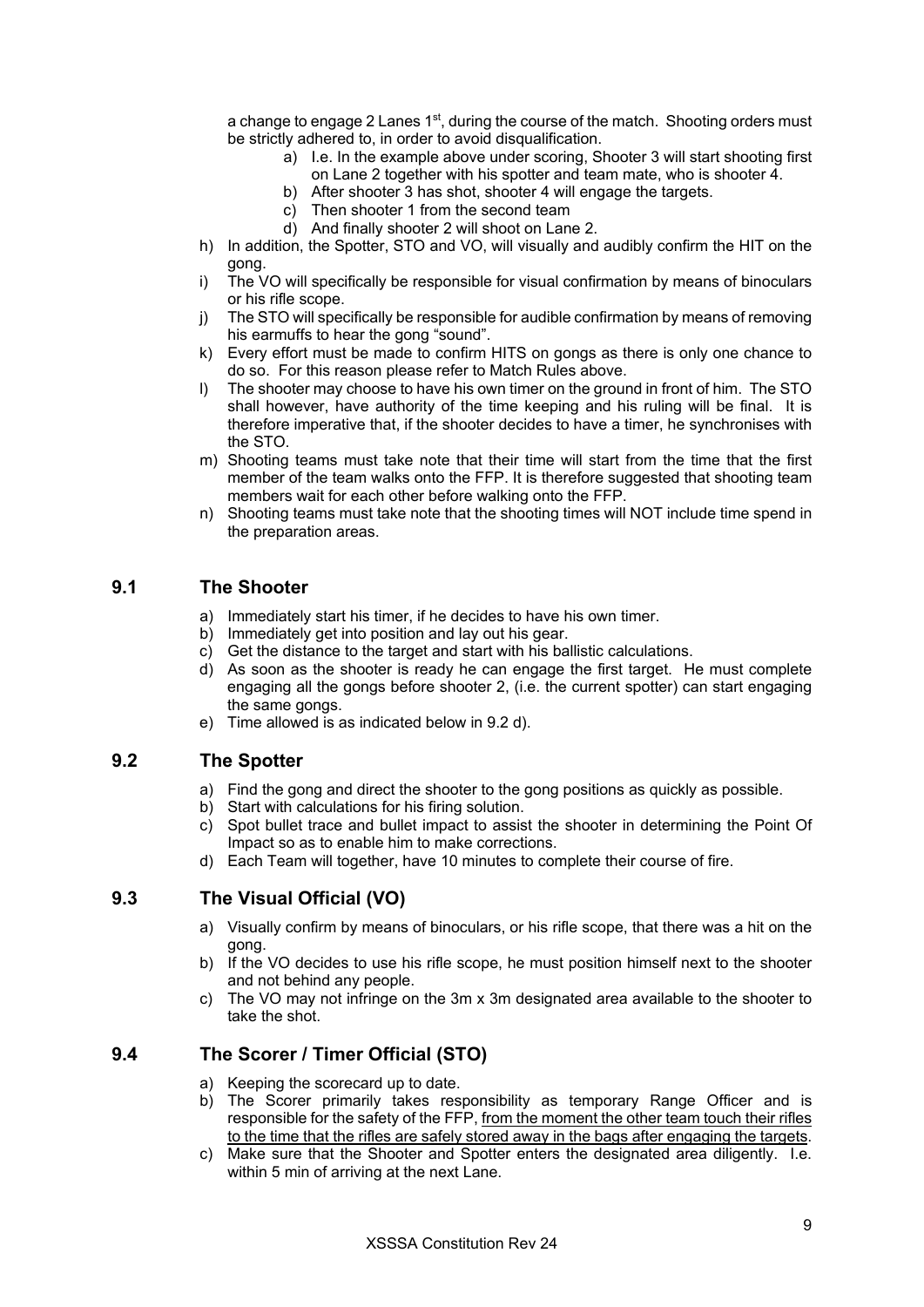a change to engage 2 Lanes 1st, during the course of the match. Shooting orders must be strictly adhered to, in order to avoid disqualification.

   a) I.e. In the example above under scoring, Shooter 3 will start shooting first on Lane 2 together with his spotter and team mate, who is shooter 4.
   b) After shooter 3 has shot, shooter 4 will engage the targets.
   c) Then shooter 1 from the second team
   d) And finally shooter 2 will shoot on Lane 2.

h) In addition, the Spotter, STO and VO, will visually and audibly confirm the HIT on the gong.

i) The VO will specifically be responsible for visual confirmation by means of binoculars or his rifle scope.

j) The STO will specifically be responsible for audible confirmation by means of removing his earmuffs to hear the gong "sound".

k) Every effort must be made to confirm HITS on gongs as there is only one chance to do so. For this reason please refer to Match Rules above.

l) The shooter may choose to have his own timer on the ground in front of him. The STO shall however, have authority of the time keeping and his ruling will be final. It is therefore imperative that, if the shooter decides to have a timer, he synchronises with the STO.

m) Shooting teams must take note that their time will start from the time that the first member of the team walks onto the FFP. It is therefore suggested that shooting team members wait for each other before walking onto the FFP.

n) Shooting teams must take note that the shooting times will NOT include time spend in the preparation areas.

## 9.1 The Shooter

a) Immediately start his timer, if he decides to have his own timer.
b) Immediately get into position and lay out his gear.
c) Get the distance to the target and start with his ballistic calculations.
d) As soon as the shooter is ready he can engage the first target. He must complete engaging all the gongs before shooter 2, (i.e. the current spotter) can start engaging the same gongs.
e) Time allowed is as indicated below in 9.2 d).

## 9.2 The Spotter

a) Find the gong and direct the shooter to the gong positions as quickly as possible.
b) Start with calculations for his firing solution.
c) Spot bullet trace and bullet impact to assist the shooter in determining the Point Of Impact so as to enable him to make corrections.
d) Each Team will together, have 10 minutes to complete their course of fire.

## 9.3 The Visual Official (VO)

a) Visually confirm by means of binoculars, or his rifle scope, that there was a hit on the gong.
b) If the VO decides to use his rifle scope, he must position himself next to the shooter and not behind any people.
c) The VO may not infringe on the 3m x 3m designated area available to the shooter to take the shot.

## 9.4 The Scorer / Timer Official (STO)

a) Keeping the scorecard up to date.
b) The Scorer primarily takes responsibility as temporary Range Officer and is responsible for the safety of the FFP, <u>from the moment the other team touch their rifles to the time that the rifles are safely stored away in the bags after engaging the targets</u>.
c) Make sure that the Shooter and Spotter enters the designated area diligently. I.e. within 5 min of arriving at the next Lane.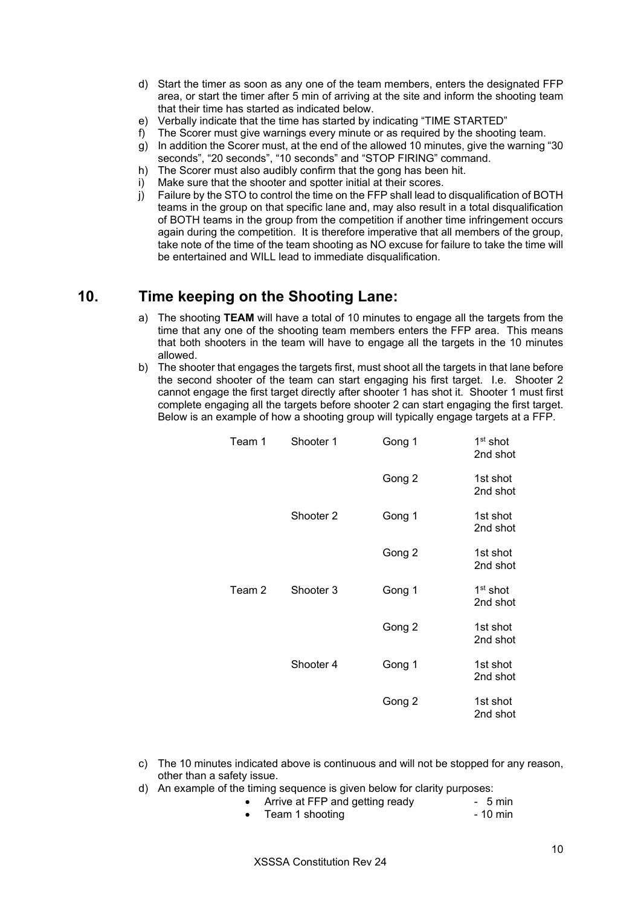d) Start the timer as soon as any one of the team members, enters the designated FFP area, or start the timer after 5 min of arriving at the site and inform the shooting team that their time has started as indicated below.
e) Verbally indicate that the time has started by indicating "TIME STARTED"
f) The Scorer must give warnings every minute or as required by the shooting team.
g) In addition the Scorer must, at the end of the allowed 10 minutes, give the warning "30 seconds", "20 seconds", "10 seconds" and "STOP FIRING" command.
h) The Scorer must also audibly confirm that the gong has been hit.
i) Make sure that the shooter and spotter initial at their scores.
j) Failure by the STO to control the time on the FFP shall lead to disqualification of BOTH teams in the group on that specific lane and, may also result in a total disqualification of BOTH teams in the group from the competition if another time infringement occurs again during the competition. It is therefore imperative that all members of the group, take note of the time of the team shooting as NO excuse for failure to take the time will be entertained and WILL lead to immediate disqualification.

## 10. Time keeping on the Shooting Lane:

a) The shooting **TEAM** will have a total of 10 minutes to engage all the targets from the time that any one of the shooting team members enters the FFP area. This means that both shooters in the team will have to engage all the targets in the 10 minutes allowed.
b) The shooter that engages the targets first, must shoot all the targets in that lane before the second shooter of the team can start engaging his first target. I.e. Shooter 2 cannot engage the first target directly after shooter 1 has shot it. Shooter 1 must first complete engaging all the targets before shooter 2 can start engaging the first target. Below is an example of how a shooting group will typically engage targets at a FFP.

| | | | |
|---|---|---|---|
| Team 1 | Shooter 1 | Gong 1 | 1st shot<br>2nd shot |
| | | Gong 2 | 1st shot<br>2nd shot |
| | Shooter 2 | Gong 1 | 1st shot<br>2nd shot |
| | | Gong 2 | 1st shot<br>2nd shot |
| Team 2 | Shooter 3 | Gong 1 | 1st shot<br>2nd shot |
| | | Gong 2 | 1st shot<br>2nd shot |
| | Shooter 4 | Gong 1 | 1st shot<br>2nd shot |
| | | Gong 2 | 1st shot<br>2nd shot |

c) The 10 minutes indicated above is continuous and will not be stopped for any reason, other than a safety issue.
d) An example of the timing sequence is given below for clarity purposes:
   - Arrive at FFP and getting ready - 5 min
   - Team 1 shooting - 10 min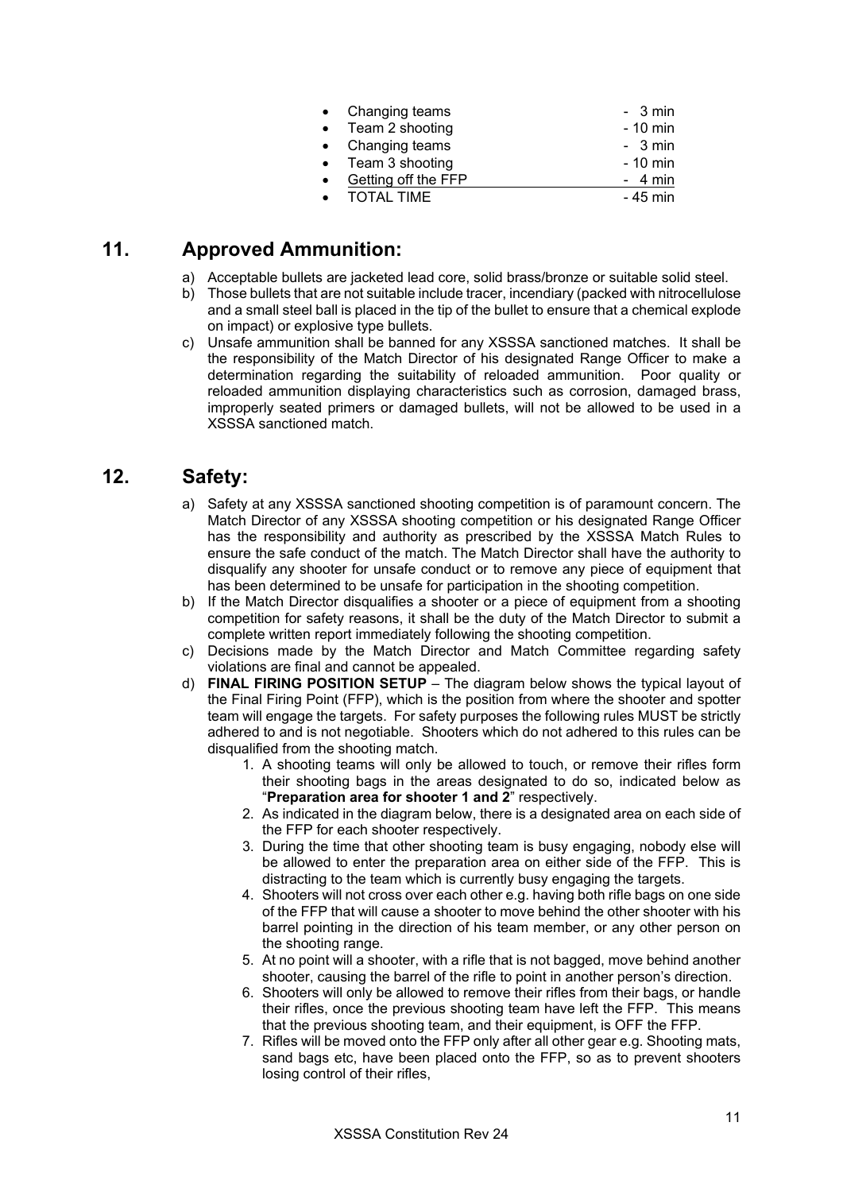- Changing teams - 3 min
- Team 2 shooting - 10 min
- Changing teams - 3 min
- Team 3 shooting - 10 min
- Getting off the FFP - 4 min
- TOTAL TIME - 45 min

## 11. Approved Ammunition:

a) Acceptable bullets are jacketed lead core, solid brass/bronze or suitable solid steel.

b) Those bullets that are not suitable include tracer, incendiary (packed with nitrocellulose and a small steel ball is placed in the tip of the bullet to ensure that a chemical explode on impact) or explosive type bullets.

c) Unsafe ammunition shall be banned for any XSSSA sanctioned matches. It shall be the responsibility of the Match Director of his designated Range Officer to make a determination regarding the suitability of reloaded ammunition. Poor quality or reloaded ammunition displaying characteristics such as corrosion, damaged brass, improperly seated primers or damaged bullets, will not be allowed to be used in a XSSSA sanctioned match.

## 12. Safety:

a) Safety at any XSSSA sanctioned shooting competition is of paramount concern. The Match Director of any XSSSA shooting competition or his designated Range Officer has the responsibility and authority as prescribed by the XSSSA Match Rules to ensure the safe conduct of the match. The Match Director shall have the authority to disqualify any shooter for unsafe conduct or to remove any piece of equipment that has been determined to be unsafe for participation in the shooting competition.

b) If the Match Director disqualifies a shooter or a piece of equipment from a shooting competition for safety reasons, it shall be the duty of the Match Director to submit a complete written report immediately following the shooting competition.

c) Decisions made by the Match Director and Match Committee regarding safety violations are final and cannot be appealed.

d) **FINAL FIRING POSITION SETUP** – The diagram below shows the typical layout of the Final Firing Point (FFP), which is the position from where the shooter and spotter team will engage the targets. For safety purposes the following rules MUST be strictly adhered to and is not negotiable. Shooters which do not adhered to this rules can be disqualified from the shooting match.

1. A shooting teams will only be allowed to touch, or remove their rifles form their shooting bags in the areas designated to do so, indicated below as "**Preparation area for shooter 1 and 2**" respectively.
2. As indicated in the diagram below, there is a designated area on each side of the FFP for each shooter respectively.
3. During the time that other shooting team is busy engaging, nobody else will be allowed to enter the preparation area on either side of the FFP. This is distracting to the team which is currently busy engaging the targets.
4. Shooters will not cross over each other e.g. having both rifle bags on one side of the FFP that will cause a shooter to move behind the other shooter with his barrel pointing in the direction of his team member, or any other person on the shooting range.
5. At no point will a shooter, with a rifle that is not bagged, move behind another shooter, causing the barrel of the rifle to point in another person's direction.
6. Shooters will only be allowed to remove their rifles from their bags, or handle their rifles, once the previous shooting team have left the FFP. This means that the previous shooting team, and their equipment, is OFF the FFP.
7. Rifles will be moved onto the FFP only after all other gear e.g. Shooting mats, sand bags etc, have been placed onto the FFP, so as to prevent shooters losing control of their rifles,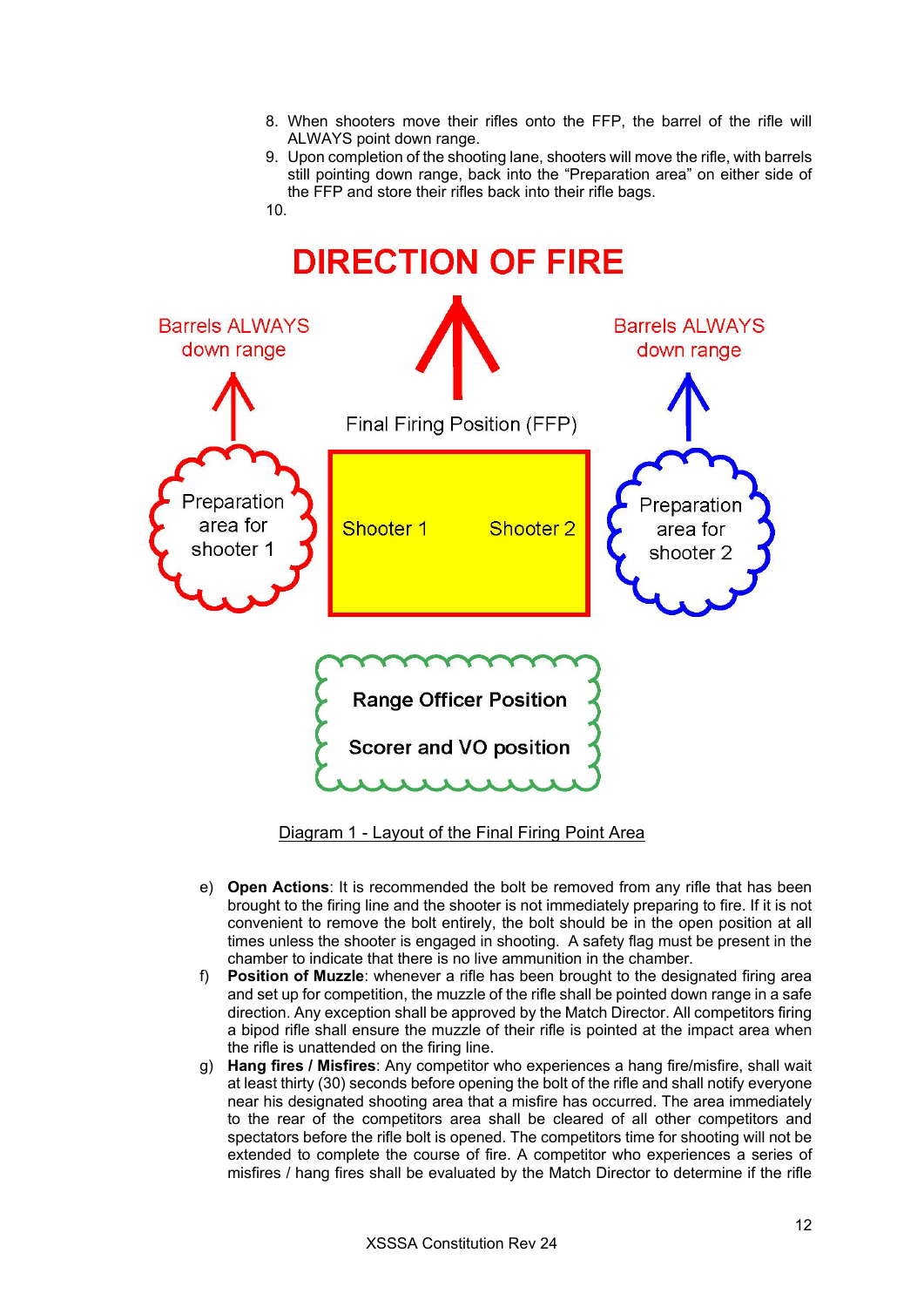8. When shooters move their rifles onto the FFP, the barrel of the rifle will ALWAYS point down range.
9. Upon completion of the shooting lane, shooters will move the rifle, with barrels still pointing down range, back into the "Preparation area" on either side of the FFP and store their rifles back into their rifle bags.
10.

DIRECTION OF FIRE

Barrels ALWAYS down range

Barrels ALWAYS down range

Final Firing Position (FFP)

Preparation area for shooter 1

Shooter 1

Shooter 2

Preparation area for shooter 2

Range Officer Position

Scorer and VO position

Diagram 1 - Layout of the Final Firing Point Area

e) **Open Actions**: It is recommended the bolt be removed from any rifle that has been brought to the firing line and the shooter is not immediately preparing to fire. If it is not convenient to remove the bolt entirely, the bolt should be in the open position at all times unless the shooter is engaged in shooting. A safety flag must be present in the chamber to indicate that there is no live ammunition in the chamber.
f) **Position of Muzzle**: whenever a rifle has been brought to the designated firing area and set up for competition, the muzzle of the rifle shall be pointed down range in a safe direction. Any exception shall be approved by the Match Director. All competitors firing a bipod rifle shall ensure the muzzle of their rifle is pointed at the impact area when the rifle is unattended on the firing line.
g) **Hang fires / Misfires**: Any competitor who experiences a hang fire/misfire, shall wait at least thirty (30) seconds before opening the bolt of the rifle and shall notify everyone near his designated shooting area that a misfire has occurred. The area immediately to the rear of the competitors area shall be cleared of all other competitors and spectators before the rifle bolt is opened. The competitors time for shooting will not be extended to complete the course of fire. A competitor who experiences a series of misfires / hang fires shall be evaluated by the Match Director to determine if the rifle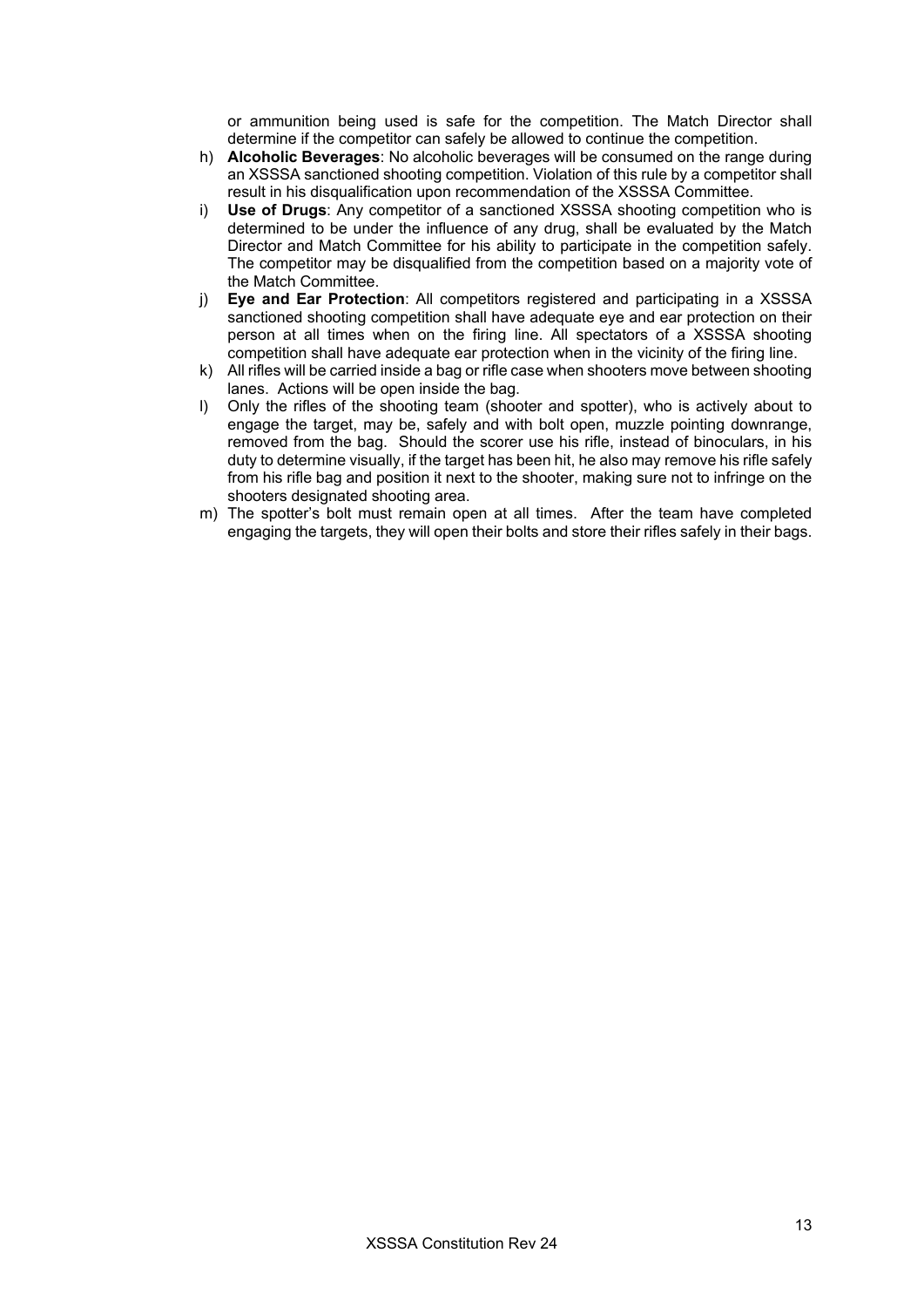or ammunition being used is safe for the competition. The Match Director shall determine if the competitor can safely be allowed to continue the competition.

h) **Alcoholic Beverages**: No alcoholic beverages will be consumed on the range during an XSSSA sanctioned shooting competition. Violation of this rule by a competitor shall result in his disqualification upon recommendation of the XSSSA Committee.

i) **Use of Drugs**: Any competitor of a sanctioned XSSSA shooting competition who is determined to be under the influence of any drug, shall be evaluated by the Match Director and Match Committee for his ability to participate in the competition safely. The competitor may be disqualified from the competition based on a majority vote of the Match Committee.

j) **Eye and Ear Protection**: All competitors registered and participating in a XSSSA sanctioned shooting competition shall have adequate eye and ear protection on their person at all times when on the firing line. All spectators of a XSSSA shooting competition shall have adequate ear protection when in the vicinity of the firing line.

k) All rifles will be carried inside a bag or rifle case when shooters move between shooting lanes. Actions will be open inside the bag.

l) Only the rifles of the shooting team (shooter and spotter), who is actively about to engage the target, may be, safely and with bolt open, muzzle pointing downrange, removed from the bag. Should the scorer use his rifle, instead of binoculars, in his duty to determine visually, if the target has been hit, he also may remove his rifle safely from his rifle bag and position it next to the shooter, making sure not to infringe on the shooters designated shooting area.

m) The spotter's bolt must remain open at all times. After the team have completed engaging the targets, they will open their bolts and store their rifles safely in their bags.